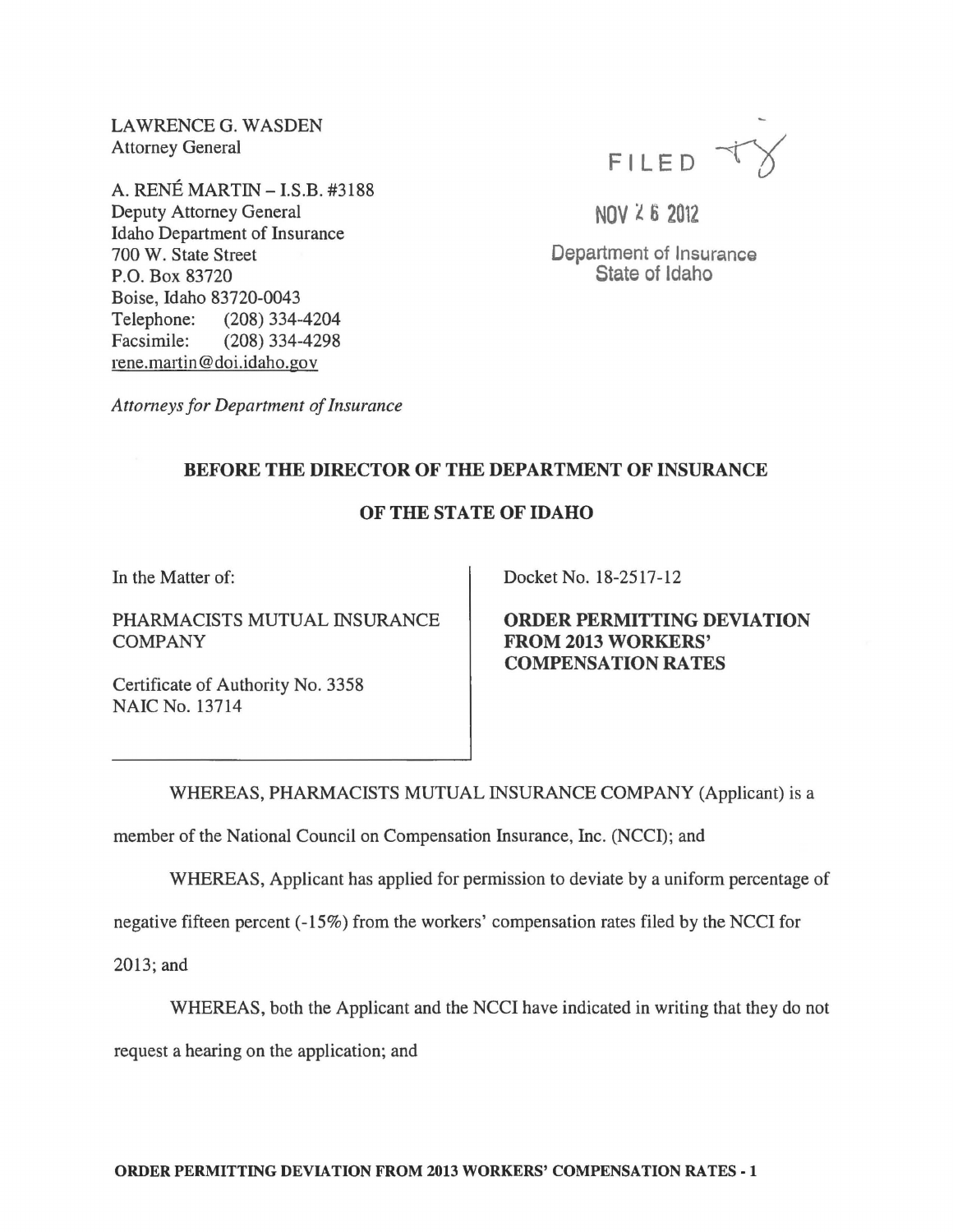LAWRENCE G. WASDEN
Attorney General

A. RENÉ MARTIN – I.S.B. #3188
Deputy Attorney General
Idaho Department of Insurance
700 W. State Street
P.O. Box 83720
Boise, Idaho 83720-0043
Telephone: (208) 334-4204
Facsimile: (208) 334-4298
rene.martin@doi.idaho.gov

*Attorneys for Department of Insurance*

FILED

NOV 26 2012

Department of Insurance
State of Idaho

**BEFORE THE DIRECTOR OF THE DEPARTMENT OF INSURANCE**

**OF THE STATE OF IDAHO**

| | |
|---|---|
| In the Matter of:<br><br>PHARMACISTS MUTUAL INSURANCE COMPANY<br><br>Certificate of Authority No. 3358<br>NAIC No. 13714 | Docket No. 18-2517-12<br><br>**ORDER PERMITTING DEVIATION FROM 2013 WORKERS' COMPENSATION RATES** |

WHEREAS, PHARMACISTS MUTUAL INSURANCE COMPANY (Applicant) is a member of the National Council on Compensation Insurance, Inc. (NCCI); and

WHEREAS, Applicant has applied for permission to deviate by a uniform percentage of negative fifteen percent (-15%) from the workers' compensation rates filed by the NCCI for 2013; and

WHEREAS, both the Applicant and the NCCI have indicated in writing that they do not request a hearing on the application; and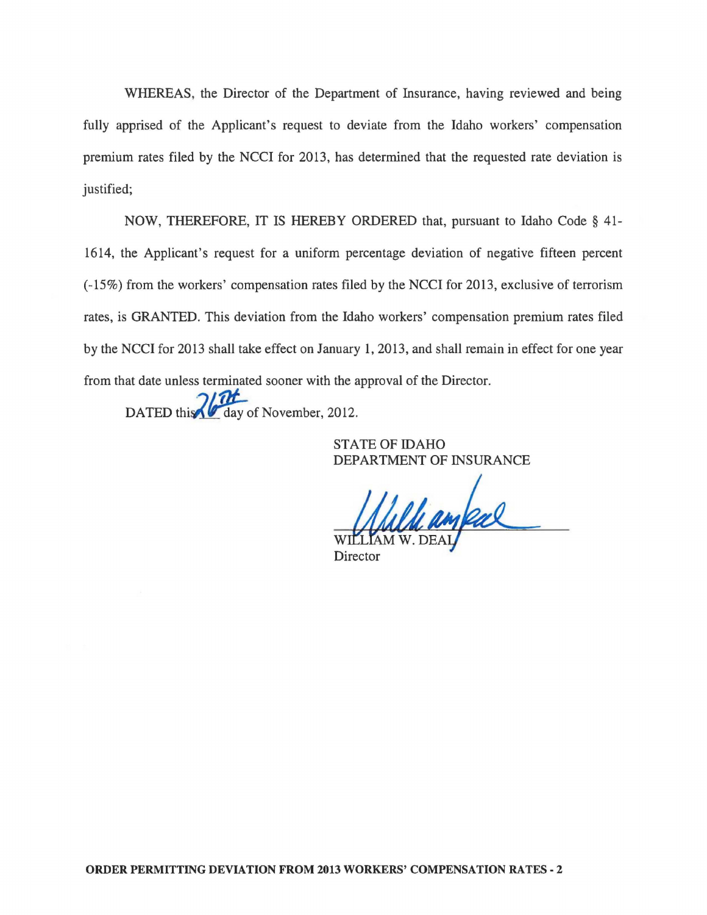WHEREAS, the Director of the Department of Insurance, having reviewed and being fully apprised of the Applicant's request to deviate from the Idaho workers' compensation premium rates filed by the NCCI for 2013, has determined that the requested rate deviation is justified;

NOW, THEREFORE, IT IS HEREBY ORDERED that, pursuant to Idaho Code § 41-1614, the Applicant's request for a uniform percentage deviation of negative fifteen percent (-15%) from the workers' compensation rates filed by the NCCI for 2013, exclusive of terrorism rates, is GRANTED. This deviation from the Idaho workers' compensation premium rates filed by the NCCI for 2013 shall take effect on January 1, 2013, and shall remain in effect for one year from that date unless terminated sooner with the approval of the Director.

DATED this 26TH day of November, 2012.

STATE OF IDAHO
DEPARTMENT OF INSURANCE

WILLIAM W. DEAL
Director

**ORDER PERMITTING DEVIATION FROM 2013 WORKERS' COMPENSATION RATES - 2**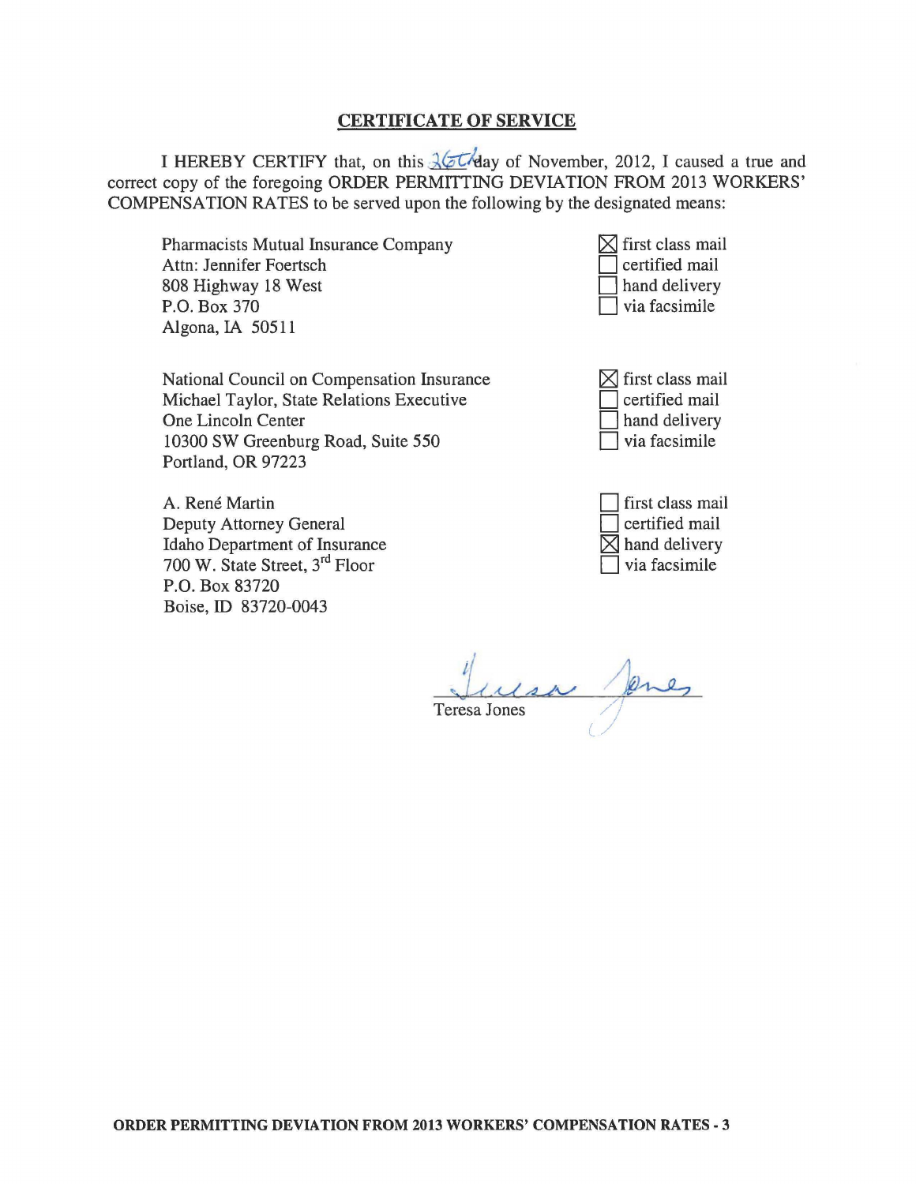## CERTIFICATE OF SERVICE

I HEREBY CERTIFY that, on this 26th day of November, 2012, I caused a true and correct copy of the foregoing ORDER PERMITTING DEVIATION FROM 2013 WORKERS' COMPENSATION RATES to be served upon the following by the designated means:

| | |
|---|---|
| Pharmacists Mutual Insurance Company<br>Attn: Jennifer Foertsch<br>808 Highway 18 West<br>P.O. Box 370<br>Algona, IA 50511 | ☒ first class mail<br>☐ certified mail<br>☐ hand delivery<br>☐ via facsimile |
| National Council on Compensation Insurance<br>Michael Taylor, State Relations Executive<br>One Lincoln Center<br>10300 SW Greenburg Road, Suite 550<br>Portland, OR 97223 | ☒ first class mail<br>☐ certified mail<br>☐ hand delivery<br>☐ via facsimile |
| A. René Martin<br>Deputy Attorney General<br>Idaho Department of Insurance<br>700 W. State Street, 3rd Floor<br>P.O. Box 83720<br>Boise, ID 83720-0043 | ☐ first class mail<br>☐ certified mail<br>☒ hand delivery<br>☐ via facsimile |

Teresa Jones